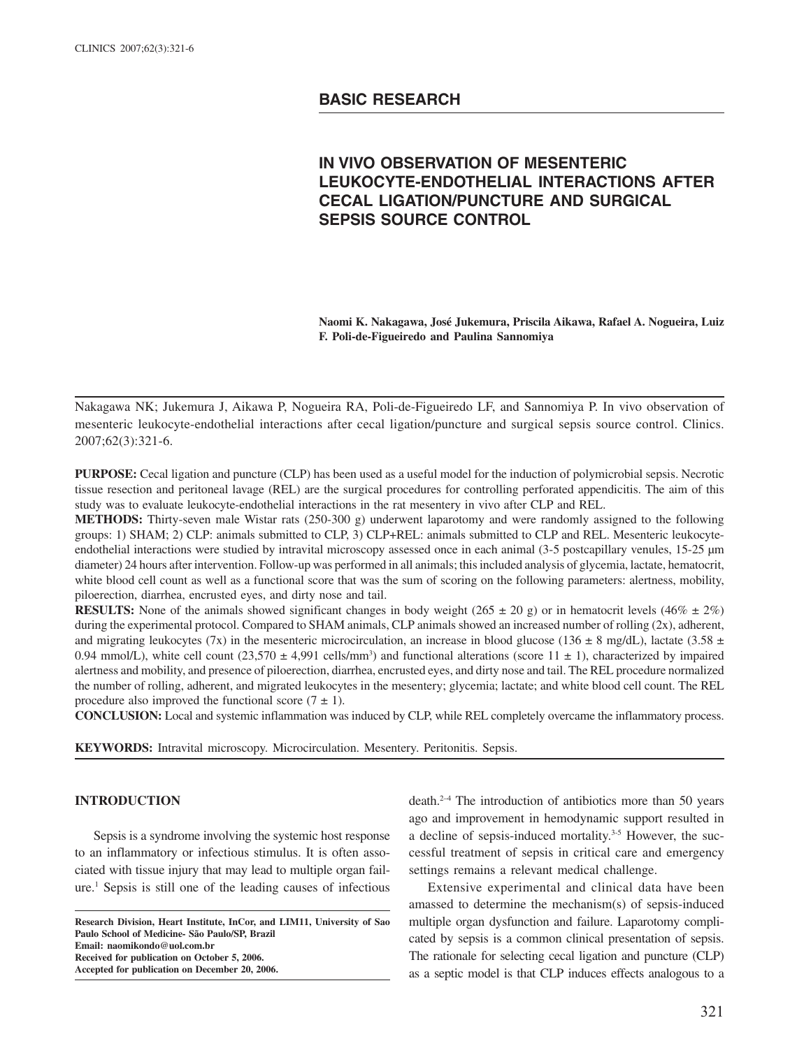## BASIC RESEARCH

# IN VIVO OBSERVATION OF MESENTERIC LEUKOCYTE-ENDOTHELIAL INTERACTIONS AFTER CECAL LIGATION/PUNCTURE AND SURGICAL SEPSIS SOURCE CONTROL

**Naomi K. Nakagawa, José Jukemura, Priscila Aikawa, Rafael A. Nogueira, Luiz F. Poli-de-Figueiredo and Paulina Sannomiya**

Nakagawa NK; Jukemura J, Aikawa P, Nogueira RA, Poli-de-Figueiredo LF, and Sannomiya P. In vivo observation of mesenteric leukocyte-endothelial interactions after cecal ligation/puncture and surgical sepsis source control. Clinics. 2007;62(3):321-6.

**PURPOSE:** Cecal ligation and puncture (CLP) has been used as a useful model for the induction of polymicrobial sepsis. Necrotic tissue resection and peritoneal lavage (REL) are the surgical procedures for controlling perforated appendicitis. The aim of this study was to evaluate leukocyte-endothelial interactions in the rat mesentery in vivo after CLP and REL.

**METHODS:** Thirty-seven male Wistar rats (250-300 g) underwent laparotomy and were randomly assigned to the following groups: 1) SHAM; 2) CLP: animals submitted to CLP, 3) CLP+REL: animals submitted to CLP and REL. Mesenteric leukocyte-endothelial interactions were studied by intravital microscopy assessed once in each animal (3-5 postcapillary venules, 15-25 μm diameter) 24 hours after intervention. Follow-up was performed in all animals; this included analysis of glycemia, lactate, hematocrit, white blood cell count as well as a functional score that was the sum of scoring on the following parameters: alertness, mobility, piloerection, diarrhea, encrusted eyes, and dirty nose and tail.

**RESULTS:** None of the animals showed significant changes in body weight (265 ± 20 g) or in hematocrit levels (46% ± 2%) during the experimental protocol. Compared to SHAM animals, CLP animals showed an increased number of rolling (2x), adherent, and migrating leukocytes (7x) in the mesenteric microcirculation, an increase in blood glucose (136 ± 8 mg/dL), lactate (3.58 ± 0.94 mmol/L), white cell count (23,570 ± 4,991 cells/mm$^3$) and functional alterations (score 11 ± 1), characterized by impaired alertness and mobility, and presence of piloerection, diarrhea, encrusted eyes, and dirty nose and tail. The REL procedure normalized the number of rolling, adherent, and migrated leukocytes in the mesentery; glycemia; lactate; and white blood cell count. The REL procedure also improved the functional score (7 ± 1).

**CONCLUSION:** Local and systemic inflammation was induced by CLP, while REL completely overcame the inflammatory process.

**KEYWORDS:** Intravital microscopy. Microcirculation. Mesentery. Peritonitis. Sepsis.

## INTRODUCTION

Sepsis is a syndrome involving the systemic host response to an inflammatory or infectious stimulus. It is often associated with tissue injury that may lead to multiple organ failure.[1] Sepsis is still one of the leading causes of infectious death.[2-4] The introduction of antibiotics more than 50 years ago and improvement in hemodynamic support resulted in a decline of sepsis-induced mortality.[3-5] However, the successful treatment of sepsis in critical care and emergency settings remains a relevant medical challenge.

Extensive experimental and clinical data have been amassed to determine the mechanism(s) of sepsis-induced multiple organ dysfunction and failure. Laparotomy complicated by sepsis is a common clinical presentation of sepsis. The rationale for selecting cecal ligation and puncture (CLP) as a septic model is that CLP induces effects analogous to a

**Research Division, Heart Institute, InCor, and LIM11, University of Sao Paulo School of Medicine- São Paulo/SP, Brazil**
**Email: naomikondo@uol.com.br**
**Received for publication on October 5, 2006.**
**Accepted for publication on December 20, 2006.**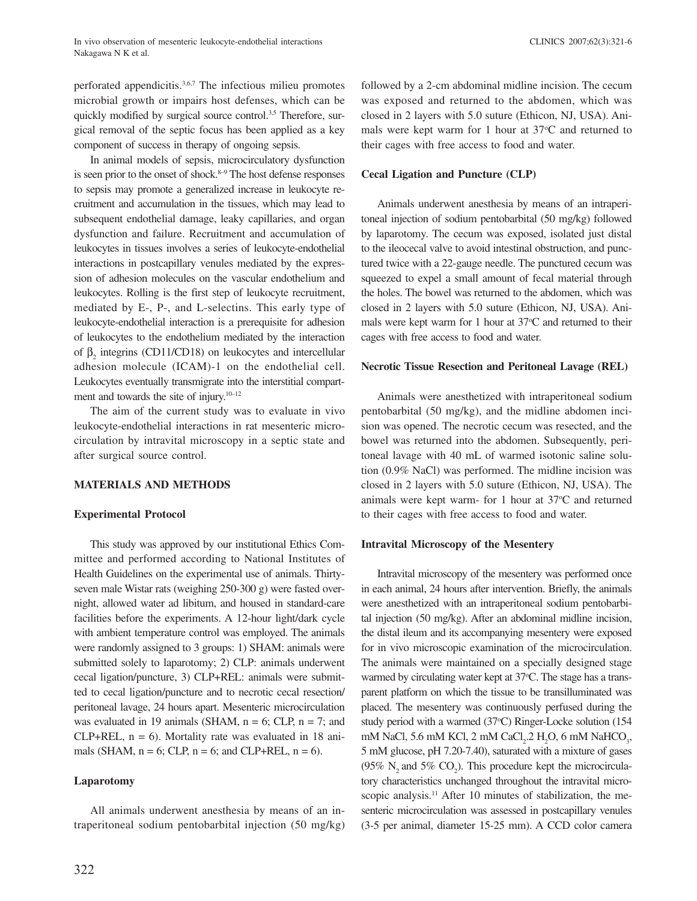perforated appendicitis.[3,6,7] The infectious milieu promotes microbial growth or impairs host defenses, which can be quickly modified by surgical source control.[3,5] Therefore, surgical removal of the septic focus has been applied as a key component of success in therapy of ongoing sepsis.

In animal models of sepsis, microcirculatory dysfunction is seen prior to the onset of shock.[8–9] The host defense responses to sepsis may promote a generalized increase in leukocyte recruitment and accumulation in the tissues, which may lead to subsequent endothelial damage, leaky capillaries, and organ dysfunction and failure. Recruitment and accumulation of leukocytes in tissues involves a series of leukocyte-endothelial interactions in postcapillary venules mediated by the expression of adhesion molecules on the vascular endothelium and leukocytes. Rolling is the first step of leukocyte recruitment, mediated by E-, P-, and L-selectins. This early type of leukocyte-endothelial interaction is a prerequisite for adhesion of leukocytes to the endothelium mediated by the interaction of $\beta_2$ integrins (CD11/CD18) on leukocytes and intercellular adhesion molecule (ICAM)-1 on the endothelial cell. Leukocytes eventually transmigrate into the interstitial compartment and towards the site of injury.[10–12]

The aim of the current study was to evaluate in vivo leukocyte-endothelial interactions in rat mesenteric microcirculation by intravital microscopy in a septic state and after surgical source control.

## MATERIALS AND METHODS

### Experimental Protocol

This study was approved by our institutional Ethics Committee and performed according to National Institutes of Health Guidelines on the experimental use of animals. Thirty-seven male Wistar rats (weighing 250-300 g) were fasted overnight, allowed water ad libitum, and housed in standard-care facilities before the experiments. A 12-hour light/dark cycle with ambient temperature control was employed. The animals were randomly assigned to 3 groups: 1) SHAM: animals were submitted solely to laparotomy; 2) CLP: animals underwent cecal ligation/puncture, 3) CLP+REL: animals were submitted to cecal ligation/puncture and to necrotic cecal resection/peritoneal lavage, 24 hours apart. Mesenteric microcirculation was evaluated in 19 animals (SHAM, n = 6; CLP, n = 7; and CLP+REL, n = 6). Mortality rate was evaluated in 18 animals (SHAM, n = 6; CLP, n = 6; and CLP+REL, n = 6).

### Laparotomy

All animals underwent anesthesia by means of an intraperitoneal sodium pentobarbital injection (50 mg/kg) followed by a 2-cm abdominal midline incision. The cecum was exposed and returned to the abdomen, which was closed in 2 layers with 5.0 suture (Ethicon, NJ, USA). Animals were kept warm for 1 hour at 37ºC and returned to their cages with free access to food and water.

### Cecal Ligation and Puncture (CLP)

Animals underwent anesthesia by means of an intraperitoneal injection of sodium pentobarbital (50 mg/kg) followed by laparotomy. The cecum was exposed, isolated just distal to the ileocecal valve to avoid intestinal obstruction, and punctured twice with a 22-gauge needle. The punctured cecum was squeezed to expel a small amount of fecal material through the holes. The bowel was returned to the abdomen, which was closed in 2 layers with 5.0 suture (Ethicon, NJ, USA). Animals were kept warm for 1 hour at 37ºC and returned to their cages with free access to food and water.

### Necrotic Tissue Resection and Peritoneal Lavage (REL)

Animals were anesthetized with intraperitoneal sodium pentobarbital (50 mg/kg), and the midline abdomen incision was opened. The necrotic cecum was resected, and the bowel was returned into the abdomen. Subsequently, peritoneal lavage with 40 mL of warmed isotonic saline solution (0.9% NaCl) was performed. The midline incision was closed in 2 layers with 5.0 suture (Ethicon, NJ, USA). The animals were kept warm- for 1 hour at 37ºC and returned to their cages with free access to food and water.

### Intravital Microscopy of the Mesentery

Intravital microscopy of the mesentery was performed once in each animal, 24 hours after intervention. Briefly, the animals were anesthetized with an intraperitoneal sodium pentobarbital injection (50 mg/kg). After an abdominal midline incision, the distal ileum and its accompanying mesentery were exposed for in vivo microscopic examination of the microcirculation. The animals were maintained on a specially designed stage warmed by circulating water kept at 37ºC. The stage has a transparent platform on which the tissue to be transilluminated was placed. The mesentery was continuously perfused during the study period with a warmed (37ºC) Ringer-Locke solution (154 mM NaCl, 5.6 mM KCl, 2 mM $CaCl_2.2\ H_2O$, 6 mM $NaHCO_3$, 5 mM glucose, pH 7.20-7.40), saturated with a mixture of gases (95% $N_2$ and 5% $CO_2$). This procedure kept the microcirculatory characteristics unchanged throughout the intravital microscopic analysis.[11] After 10 minutes of stabilization, the mesenteric microcirculation was assessed in postcapillary venules (3-5 per animal, diameter 15-25 mm). A CCD color camera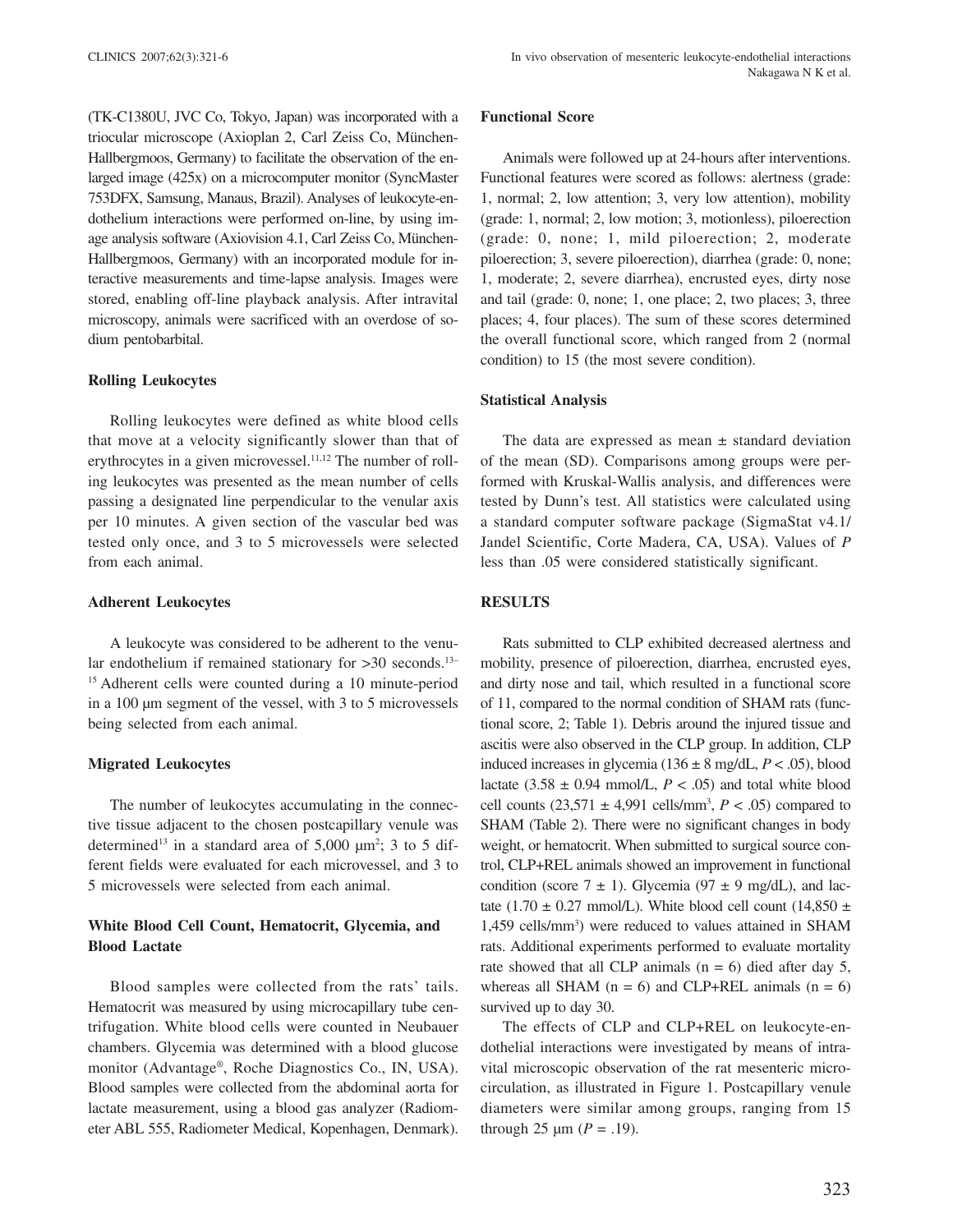(TK-C1380U, JVC Co, Tokyo, Japan) was incorporated with a triocular microscope (Axioplan 2, Carl Zeiss Co, München-Hallbergmoos, Germany) to facilitate the observation of the enlarged image (425x) on a microcomputer monitor (SyncMaster 753DFX, Samsung, Manaus, Brazil). Analyses of leukocyte-endothelium interactions were performed on-line, by using image analysis software (Axiovision 4.1, Carl Zeiss Co, München-Hallbergmoos, Germany) with an incorporated module for interactive measurements and time-lapse analysis. Images were stored, enabling off-line playback analysis. After intravital microscopy, animals were sacrificed with an overdose of sodium pentobarbital.

### Rolling Leukocytes

Rolling leukocytes were defined as white blood cells that move at a velocity significantly slower than that of erythrocytes in a given microvessel.[11,12] The number of rolling leukocytes was presented as the mean number of cells passing a designated line perpendicular to the venular axis per 10 minutes. A given section of the vascular bed was tested only once, and 3 to 5 microvessels were selected from each animal.

### Adherent Leukocytes

A leukocyte was considered to be adherent to the venular endothelium if remained stationary for >30 seconds.[13–15] Adherent cells were counted during a 10 minute-period in a 100 µm segment of the vessel, with 3 to 5 microvessels being selected from each animal.

### Migrated Leukocytes

The number of leukocytes accumulating in the connective tissue adjacent to the chosen postcapillary venule was determined[13] in a standard area of 5,000 $\mu m^2$; 3 to 5 different fields were evaluated for each microvessel, and 3 to 5 microvessels were selected from each animal.

### White Blood Cell Count, Hematocrit, Glycemia, and Blood Lactate

Blood samples were collected from the rats' tails. Hematocrit was measured by using microcapillary tube centrifugation. White blood cells were counted in Neubauer chambers. Glycemia was determined with a blood glucose monitor (Advantage®, Roche Diagnostics Co., IN, USA). Blood samples were collected from the abdominal aorta for lactate measurement, using a blood gas analyzer (Radiometer ABL 555, Radiometer Medical, Kopenhagen, Denmark).

### Functional Score

Animals were followed up at 24-hours after interventions. Functional features were scored as follows: alertness (grade: 1, normal; 2, low attention; 3, very low attention), mobility (grade: 1, normal; 2, low motion; 3, motionless), piloerection (grade: 0, none; 1, mild piloerection; 2, moderate piloerection; 3, severe piloerection), diarrhea (grade: 0, none; 1, moderate; 2, severe diarrhea), encrusted eyes, dirty nose and tail (grade: 0, none; 1, one place; 2, two places; 3, three places; 4, four places). The sum of these scores determined the overall functional score, which ranged from 2 (normal condition) to 15 (the most severe condition).

### Statistical Analysis

The data are expressed as mean ± standard deviation of the mean (SD). Comparisons among groups were performed with Kruskal-Wallis analysis, and differences were tested by Dunn's test. All statistics were calculated using a standard computer software package (SigmaStat v4.1/ Jandel Scientific, Corte Madera, CA, USA). Values of $P$ less than .05 were considered statistically significant.

## RESULTS

Rats submitted to CLP exhibited decreased alertness and mobility, presence of piloerection, diarrhea, encrusted eyes, and dirty nose and tail, which resulted in a functional score of 11, compared to the normal condition of SHAM rats (functional score, 2; Table 1). Debris around the injured tissue and ascitis were also observed in the CLP group. In addition, CLP induced increases in glycemia (136 ± 8 mg/dL, $P < .05$), blood lactate (3.58 ± 0.94 mmol/L, $P < .05$) and total white blood cell counts (23,571 ± 4,991 cells/mm$^3$, $P < .05$) compared to SHAM (Table 2). There were no significant changes in body weight, or hematocrit. When submitted to surgical source control, CLP+REL animals showed an improvement in functional condition (score 7 ± 1). Glycemia (97 ± 9 mg/dL), and lactate (1.70 ± 0.27 mmol/L). White blood cell count (14,850 ± 1,459 cells/mm$^3$) were reduced to values attained in SHAM rats. Additional experiments performed to evaluate mortality rate showed that all CLP animals (n = 6) died after day 5, whereas all SHAM (n = 6) and CLP+REL animals (n = 6) survived up to day 30.

The effects of CLP and CLP+REL on leukocyte-endothelial interactions were investigated by means of intravital microscopic observation of the rat mesenteric microcirculation, as illustrated in Figure 1. Postcapillary venule diameters were similar among groups, ranging from 15 through 25 µm ($P = .19$).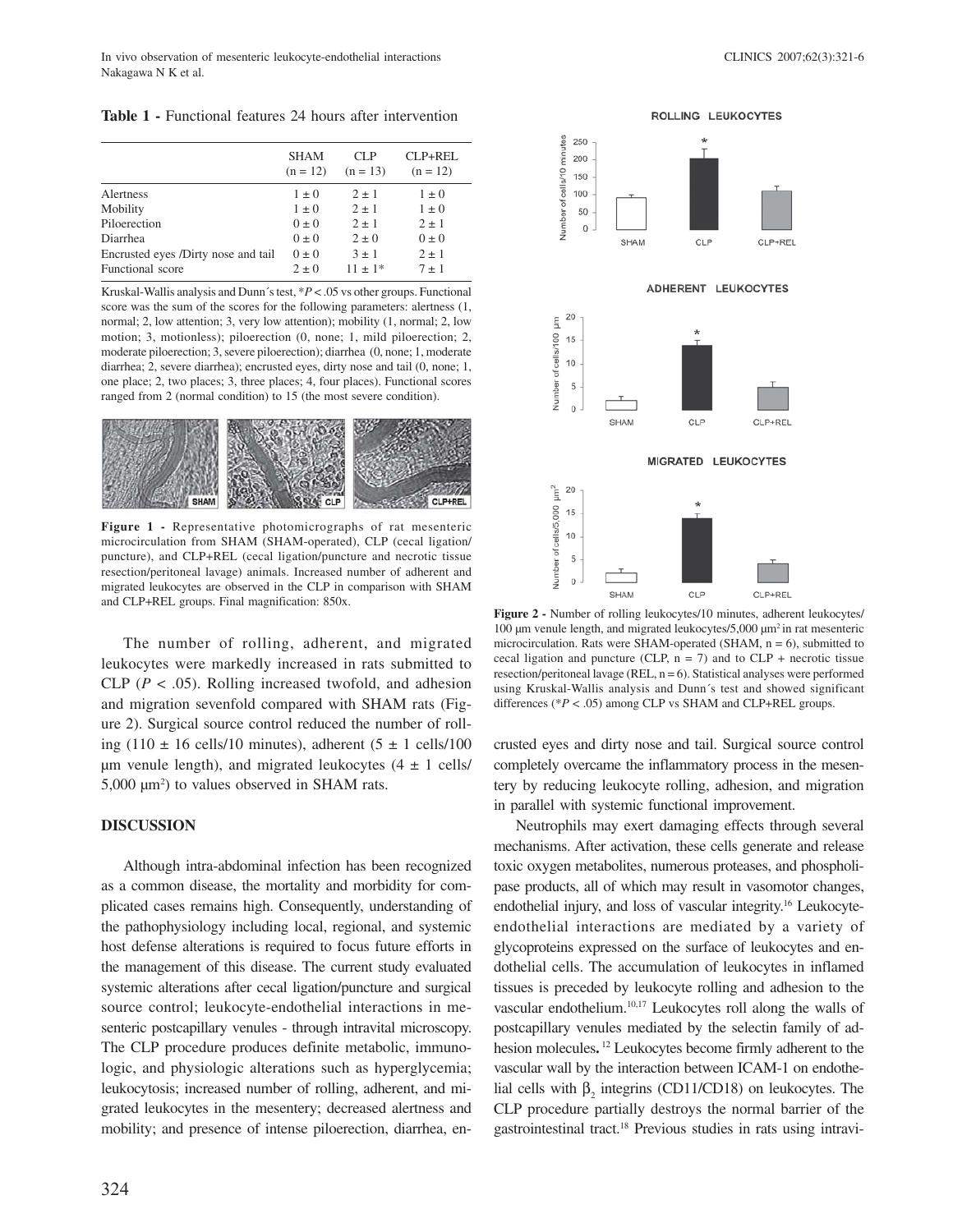**Table 1 -** Functional features 24 hours after intervention

| | SHAM (n = 12) | CLP (n = 13) | CLP+REL (n = 12) |
|---|---|---|---|
| Alertness | 1 ± 0 | 2 ± 1 | 1 ± 0 |
| Mobility | 1 ± 0 | 2 ± 1 | 1 ± 0 |
| Piloerection | 0 ± 0 | 2 ± 1 | 2 ± 1 |
| Diarrhea | 0 ± 0 | 2 ± 0 | 0 ± 0 |
| Encrusted eyes /Dirty nose and tail | 0 ± 0 | 3 ± 1 | 2 ± 1 |
| Functional score | 2 ± 0 | 11 ± 1* | 7 ± 1 |

Kruskal-Wallis analysis and Dunn´s test, \**P* < .05 vs other groups. Functional score was the sum of the scores for the following parameters: alertness (1, normal; 2, low attention; 3, very low attention); mobility (1, normal; 2, low motion; 3, motionless); piloerection (0, none; 1, mild piloerection; 2, moderate piloerection; 3, severe piloerection); diarrhea (0, none; 1, moderate diarrhea; 2, severe diarrhea); encrusted eyes, dirty nose and tail (0, none; 1, one place; 2, two places; 3, three places; 4, four places). Functional scores ranged from 2 (normal condition) to 15 (the most severe condition).

**Figure 1 -** Representative photomicrographs of rat mesenteric microcirculation from SHAM (SHAM-operated), CLP (cecal ligation/puncture), and CLP+REL (cecal ligation/puncture and necrotic tissue resection/peritoneal lavage) animals. Increased number of adherent and migrated leukocytes are observed in the CLP in comparison with SHAM and CLP+REL groups. Final magnification: 850x.

The number of rolling, adherent, and migrated leukocytes were markedly increased in rats submitted to CLP (*P* < .05). Rolling increased twofold, and adhesion and migration sevenfold compared with SHAM rats (Figure 2). Surgical source control reduced the number of rolling (110 ± 16 cells/10 minutes), adherent (5 ± 1 cells/100 µm venule length), and migrated leukocytes (4 ± 1 cells/ 5,000 µm$^2$) to values observed in SHAM rats.

**Figure 2 -** Number of rolling leukocytes/10 minutes, adherent leukocytes/ 100 µm venule length, and migrated leukocytes/5,000 µm$^2$ in rat mesenteric microcirculation. Rats were SHAM-operated (SHAM, n = 6), submitted to cecal ligation and puncture (CLP, n = 7) and to CLP + necrotic tissue resection/peritoneal lavage (REL, n = 6). Statistical analyses were performed using Kruskal-Wallis analysis and Dunn´s test and showed significant differences (\**P* < .05) among CLP vs SHAM and CLP+REL groups.

## DISCUSSION

Although intra-abdominal infection has been recognized as a common disease, the mortality and morbidity for complicated cases remains high. Consequently, understanding of the pathophysiology including local, regional, and systemic host defense alterations is required to focus future efforts in the management of this disease. The current study evaluated systemic alterations after cecal ligation/puncture and surgical source control; leukocyte-endothelial interactions in mesenteric postcapillary venules - through intravital microscopy. The CLP procedure produces definite metabolic, immunologic, and physiologic alterations such as hyperglycemia; leukocytosis; increased number of rolling, adherent, and migrated leukocytes in the mesentery; decreased alertness and mobility; and presence of intense piloerection, diarrhea, encrusted eyes and dirty nose and tail. Surgical source control completely overcame the inflammatory process in the mesentery by reducing leukocyte rolling, adhesion, and migration in parallel with systemic functional improvement.

Neutrophils may exert damaging effects through several mechanisms. After activation, these cells generate and release toxic oxygen metabolites, numerous proteases, and phospholipase products, all of which may result in vasomotor changes, endothelial injury, and loss of vascular integrity.[16] Leukocyte-endothelial interactions are mediated by a variety of glycoproteins expressed on the surface of leukocytes and endothelial cells. The accumulation of leukocytes in inflamed tissues is preceded by leukocyte rolling and adhesion to the vascular endothelium.[10,17] Leukocytes roll along the walls of postcapillary venules mediated by the selectin family of adhesion molecules**.** [12] Leukocytes become firmly adherent to the vascular wall by the interaction between ICAM-1 on endothelial cells with $\beta_2$ integrins (CD11/CD18) on leukocytes. The CLP procedure partially destroys the normal barrier of the gastrointestinal tract.[18] Previous studies in rats using intravi-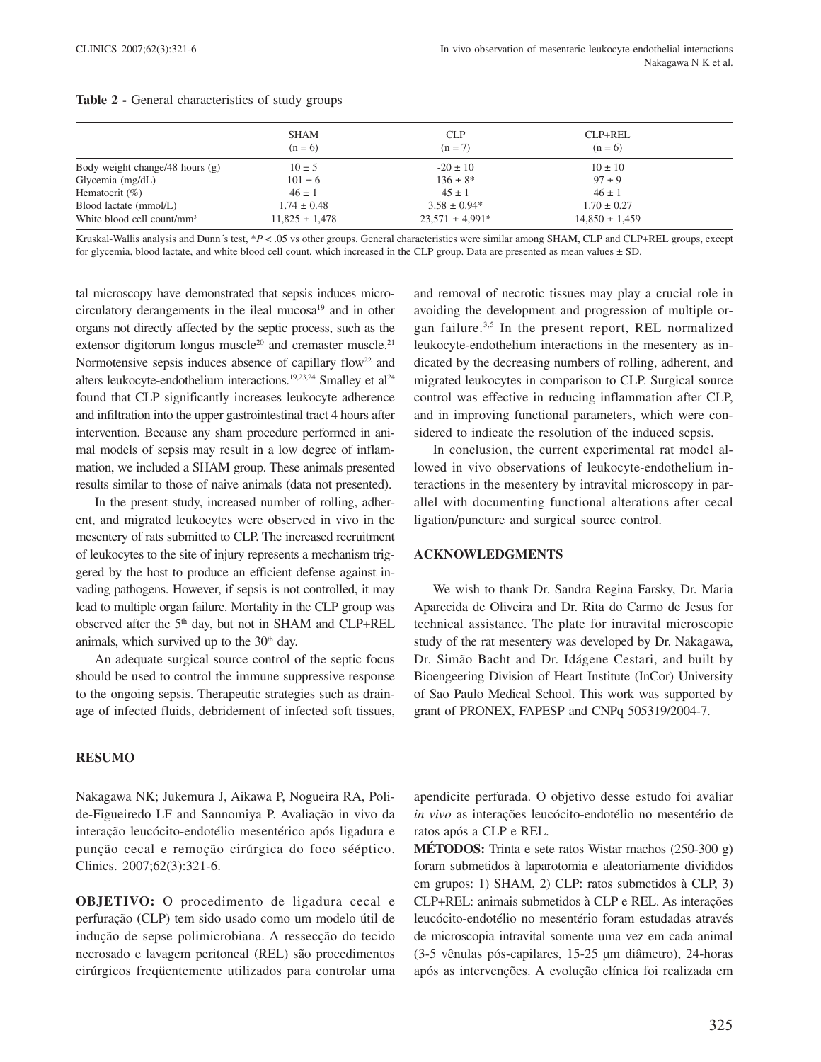**Table 2 -** General characteristics of study groups

| | SHAM (n = 6) | CLP (n = 7) | CLP+REL (n = 6) |
|---|---|---|---|
| Body weight change/48 hours (g) | 10 ± 5 | -20 ± 10 | 10 ± 10 |
| Glycemia (mg/dL) | 101 ± 6 | 136 ± 8* | 97 ± 9 |
| Hematocrit (%) | 46 ± 1 | 45 ± 1 | 46 ± 1 |
| Blood lactate (mmol/L) | 1.74 ± 0.48 | 3.58 ± 0.94* | 1.70 ± 0.27 |
| White blood cell count/mm$^3$ | 11,825 ± 1,478 | 23,571 ± 4,991* | 14,850 ± 1,459 |

Kruskal-Wallis analysis and Dunn´s test, *$P < .05$ vs other groups. General characteristics were similar among SHAM, CLP and CLP+REL groups, except for glycemia, blood lactate, and white blood cell count, which increased in the CLP group. Data are presented as mean values ± SD.

tal microscopy have demonstrated that sepsis induces microcirculatory derangements in the ileal mucosa[19] and in other organs not directly affected by the septic process, such as the extensor digitorum longus muscle[20] and cremaster muscle.[21] Normotensive sepsis induces absence of capillary flow[22] and alters leukocyte-endothelium interactions.[19,23,24] Smalley et al[24] found that CLP significantly increases leukocyte adherence and infiltration into the upper gastrointestinal tract 4 hours after intervention. Because any sham procedure performed in animal models of sepsis may result in a low degree of inflammation, we included a SHAM group. These animals presented results similar to those of naive animals (data not presented).

In the present study, increased number of rolling, adherent, and migrated leukocytes were observed in vivo in the mesentery of rats submitted to CLP. The increased recruitment of leukocytes to the site of injury represents a mechanism triggered by the host to produce an efficient defense against invading pathogens. However, if sepsis is not controlled, it may lead to multiple organ failure. Mortality in the CLP group was observed after the 5th day, but not in SHAM and CLP+REL animals, which survived up to the 30th day.

An adequate surgical source control of the septic focus should be used to control the immune suppressive response to the ongoing sepsis. Therapeutic strategies such as drainage of infected fluids, debridement of infected soft tissues, and removal of necrotic tissues may play a crucial role in avoiding the development and progression of multiple organ failure.[3,5] In the present report, REL normalized leukocyte-endothelium interactions in the mesentery as indicated by the decreasing numbers of rolling, adherent, and migrated leukocytes in comparison to CLP. Surgical source control was effective in reducing inflammation after CLP, and in improving functional parameters, which were considered to indicate the resolution of the induced sepsis.

In conclusion, the current experimental rat model allowed in vivo observations of leukocyte-endothelium interactions in the mesentery by intravital microscopy in parallel with documenting functional alterations after cecal ligation/puncture and surgical source control.

## ACKNOWLEDGMENTS

We wish to thank Dr. Sandra Regina Farsky, Dr. Maria Aparecida de Oliveira and Dr. Rita do Carmo de Jesus for technical assistance. The plate for intravital microscopic study of the rat mesentery was developed by Dr. Nakagawa, Dr. Simão Bacht and Dr. Idágene Cestari, and built by Bioengeering Division of Heart Institute (InCor) University of Sao Paulo Medical School. This work was supported by grant of PRONEX, FAPESP and CNPq 505319/2004-7.

## RESUMO

Nakagawa NK; Jukemura J, Aikawa P, Nogueira RA, Poli-de-Figueiredo LF and Sannomiya P. Avaliação in vivo da interação leucócito-endotélio mesentérico após ligadura e punção cecal e remoção cirúrgica do foco sééptico. Clinics. 2007;62(3):321-6.

**OBJETIVO:** O procedimento de ligadura cecal e perfuração (CLP) tem sido usado como um modelo útil de indução de sepse polimicrobiana. A ressecção do tecido necrosado e lavagem peritoneal (REL) são procedimentos cirúrgicos freqüentemente utilizados para controlar uma apendicite perfurada. O objetivo desse estudo foi avaliar *in vivo* as interações leucócito-endotélio no mesentério de ratos após a CLP e REL.

**MÉTODOS:** Trinta e sete ratos Wistar machos (250-300 g) foram submetidos à laparotomia e aleatoriamente divididos em grupos: 1) SHAM, 2) CLP: ratos submetidos à CLP, 3) CLP+REL: animais submetidos à CLP e REL. As interações leucócito-endotélio no mesentério foram estudadas através de microscopia intravital somente uma vez em cada animal (3-5 vênulas pós-capilares, 15-25 µm diâmetro), 24-horas após as intervenções. A evolução clínica foi realizada em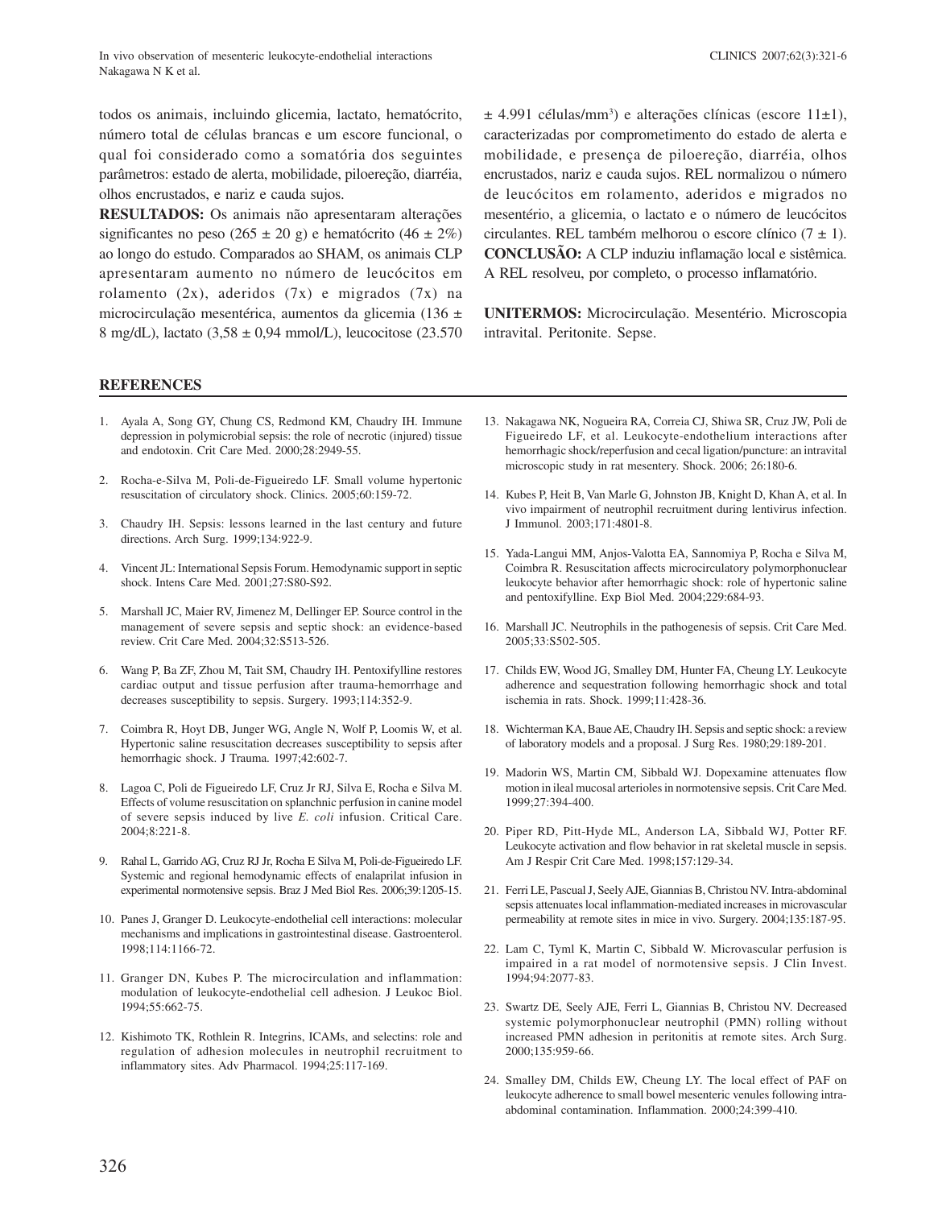todos os animais, incluindo glicemia, lactato, hematócrito, número total de células brancas e um escore funcional, o qual foi considerado como a somatória dos seguintes parâmetros: estado de alerta, mobilidade, piloereção, diarréia, olhos encrustados, e nariz e cauda sujos.

**RESULTADOS:** Os animais não apresentaram alterações significantes no peso (265 ± 20 g) e hematócrito (46 ± 2%) ao longo do estudo. Comparados ao SHAM, os animais CLP apresentaram aumento no número de leucócitos em rolamento (2x), aderidos (7x) e migrados (7x) na microcirculação mesentérica, aumentos da glicemia (136 ± 8 mg/dL), lactato (3,58 ± 0,94 mmol/L), leucocitose (23.570 ± 4.991 células/mm$^3$) e alterações clínicas (escore 11±1), caracterizadas por comprometimento do estado de alerta e mobilidade, e presença de piloereção, diarréia, olhos encrustados, nariz e cauda sujos. REL normalizou o número de leucócitos em rolamento, aderidos e migrados no mesentério, a glicemia, o lactato e o número de leucócitos circulantes. REL também melhorou o escore clínico (7 ± 1).

**CONCLUSÃO:** A CLP induziu inflamação local e sistêmica. A REL resolveu, por completo, o processo inflamatório.

**UNITERMOS:** Microcirculação. Mesentério. Microscopia intravital. Peritonite. Sepse.

## REFERENCES

1. Ayala A, Song GY, Chung CS, Redmond KM, Chaudry IH. Immune depression in polymicrobial sepsis: the role of necrotic (injured) tissue and endotoxin. Crit Care Med. 2000;28:2949-55.
2. Rocha-e-Silva M, Poli-de-Figueiredo LF. Small volume hypertonic resuscitation of circulatory shock. Clinics. 2005;60:159-72.
3. Chaudry IH. Sepsis: lessons learned in the last century and future directions. Arch Surg. 1999;134:922-9.
4. Vincent JL: International Sepsis Forum. Hemodynamic support in septic shock. Intens Care Med. 2001;27:S80-S92.
5. Marshall JC, Maier RV, Jimenez M, Dellinger EP. Source control in the management of severe sepsis and septic shock: an evidence-based review. Crit Care Med. 2004;32:S513-526.
6. Wang P, Ba ZF, Zhou M, Tait SM, Chaudry IH. Pentoxifylline restores cardiac output and tissue perfusion after trauma-hemorrhage and decreases susceptibility to sepsis. Surgery. 1993;114:352-9.
7. Coimbra R, Hoyt DB, Junger WG, Angle N, Wolf P, Loomis W, et al. Hypertonic saline resuscitation decreases susceptibility to sepsis after hemorrhagic shock. J Trauma. 1997;42:602-7.
8. Lagoa C, Poli de Figueiredo LF, Cruz Jr RJ, Silva E, Rocha e Silva M. Effects of volume resuscitation on splanchnic perfusion in canine model of severe sepsis induced by live *E. coli* infusion. Critical Care. 2004;8:221-8.
9. Rahal L, Garrido AG, Cruz RJ Jr, Rocha E Silva M, Poli-de-Figueiredo LF. Systemic and regional hemodynamic effects of enalaprilat infusion in experimental normotensive sepsis. Braz J Med Biol Res. 2006;39:1205-15.
10. Panes J, Granger D. Leukocyte-endothelial cell interactions: molecular mechanisms and implications in gastrointestinal disease. Gastroenterol. 1998;114:1166-72.
11. Granger DN, Kubes P. The microcirculation and inflammation: modulation of leukocyte-endothelial cell adhesion. J Leukoc Biol. 1994;55:662-75.
12. Kishimoto TK, Rothlein R. Integrins, ICAMs, and selectins: role and regulation of adhesion molecules in neutrophil recruitment to inflammatory sites. Adv Pharmacol. 1994;25:117-169.
13. Nakagawa NK, Nogueira RA, Correia CJ, Shiwa SR, Cruz JW, Poli de Figueiredo LF, et al. Leukocyte-endothelium interactions after hemorrhagic shock/reperfusion and cecal ligation/puncture: an intravital microscopic study in rat mesentery. Shock. 2006; 26:180-6.
14. Kubes P, Heit B, Van Marle G, Johnston JB, Knight D, Khan A, et al. In vivo impairment of neutrophil recruitment during lentivirus infection. J Immunol. 2003;171:4801-8.
15. Yada-Langui MM, Anjos-Valotta EA, Sannomiya P, Rocha e Silva M, Coimbra R. Resuscitation affects microcirculatory polymorphonuclear leukocyte behavior after hemorrhagic shock: role of hypertonic saline and pentoxifylline. Exp Biol Med. 2004;229:684-93.
16. Marshall JC. Neutrophils in the pathogenesis of sepsis. Crit Care Med. 2005;33:S502-505.
17. Childs EW, Wood JG, Smalley DM, Hunter FA, Cheung LY. Leukocyte adherence and sequestration following hemorrhagic shock and total ischemia in rats. Shock. 1999;11:428-36.
18. Wichterman KA, Baue AE, Chaudry IH. Sepsis and septic shock: a review of laboratory models and a proposal. J Surg Res. 1980;29:189-201.
19. Madorin WS, Martin CM, Sibbald WJ. Dopexamine attenuates flow motion in ileal mucosal arterioles in normotensive sepsis. Crit Care Med. 1999;27:394-400.
20. Piper RD, Pitt-Hyde ML, Anderson LA, Sibbald WJ, Potter RF. Leukocyte activation and flow behavior in rat skeletal muscle in sepsis. Am J Respir Crit Care Med. 1998;157:129-34.
21. Ferri LE, Pascual J, Seely AJE, Giannias B, Christou NV. Intra-abdominal sepsis attenuates local inflammation-mediated increases in microvascular permeability at remote sites in mice in vivo. Surgery. 2004;135:187-95.
22. Lam C, Tyml K, Martin C, Sibbald W. Microvascular perfusion is impaired in a rat model of normotensive sepsis. J Clin Invest. 1994;94:2077-83.
23. Swartz DE, Seely AJE, Ferri L, Giannias B, Christou NV. Decreased systemic polymorphonuclear neutrophil (PMN) rolling without increased PMN adhesion in peritonitis at remote sites. Arch Surg. 2000;135:959-66.
24. Smalley DM, Childs EW, Cheung LY. The local effect of PAF on leukocyte adherence to small bowel mesenteric venules following intra-abdominal contamination. Inflammation. 2000;24:399-410.